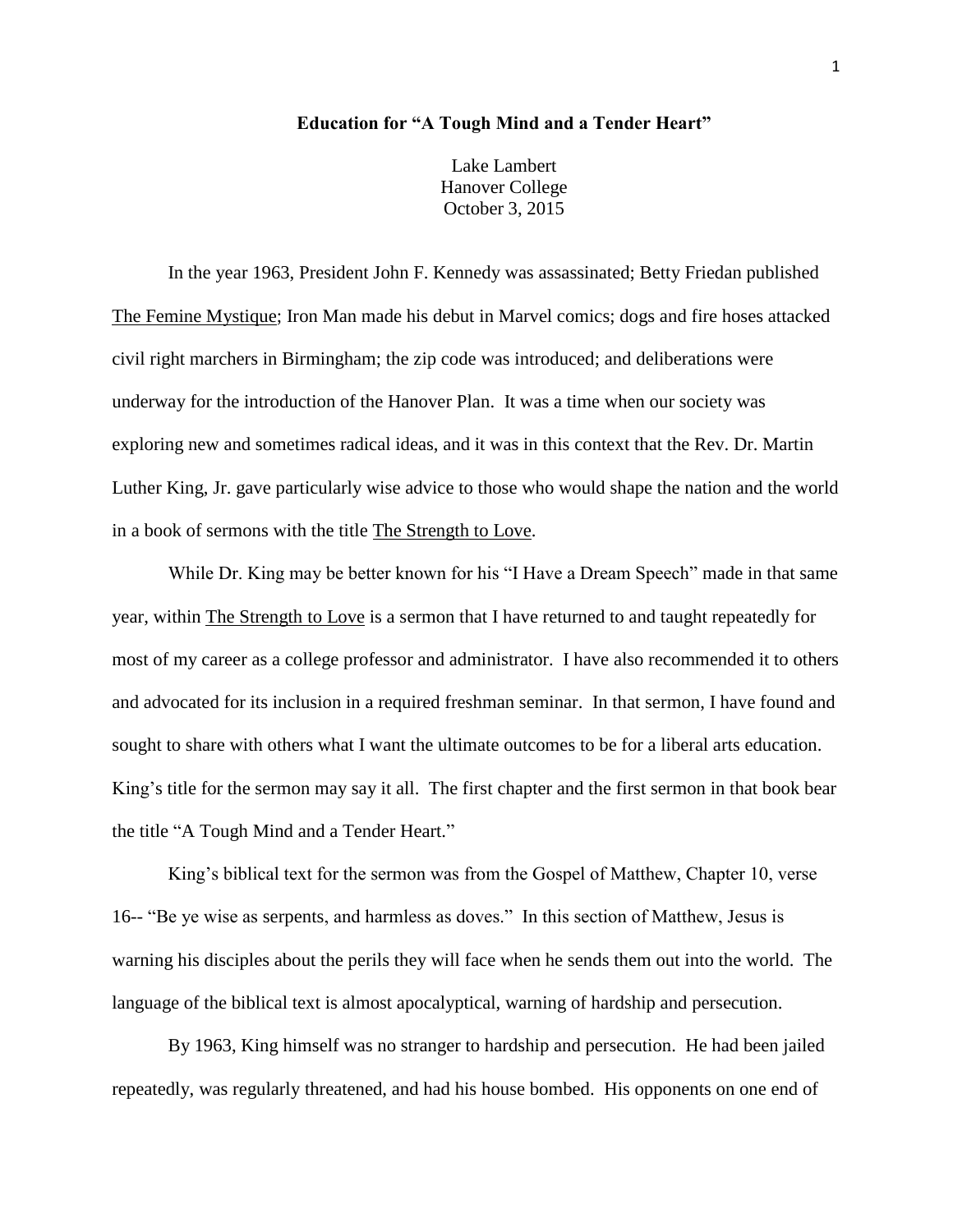# Education for "A Tough Mind and a Tender Heart"

Lake Lambert
Hanover College
October 3, 2015

In the year 1963, President John F. Kennedy was assassinated; Betty Friedan published The Femine Mystique; Iron Man made his debut in Marvel comics; dogs and fire hoses attacked civil right marchers in Birmingham; the zip code was introduced; and deliberations were underway for the introduction of the Hanover Plan. It was a time when our society was exploring new and sometimes radical ideas, and it was in this context that the Rev. Dr. Martin Luther King, Jr. gave particularly wise advice to those who would shape the nation and the world in a book of sermons with the title The Strength to Love.

While Dr. King may be better known for his "I Have a Dream Speech" made in that same year, within The Strength to Love is a sermon that I have returned to and taught repeatedly for most of my career as a college professor and administrator. I have also recommended it to others and advocated for its inclusion in a required freshman seminar. In that sermon, I have found and sought to share with others what I want the ultimate outcomes to be for a liberal arts education. King's title for the sermon may say it all. The first chapter and the first sermon in that book bear the title "A Tough Mind and a Tender Heart."

King's biblical text for the sermon was from the Gospel of Matthew, Chapter 10, verse 16-- "Be ye wise as serpents, and harmless as doves." In this section of Matthew, Jesus is warning his disciples about the perils they will face when he sends them out into the world. The language of the biblical text is almost apocalyptical, warning of hardship and persecution.

By 1963, King himself was no stranger to hardship and persecution. He had been jailed repeatedly, was regularly threatened, and had his house bombed. His opponents on one end of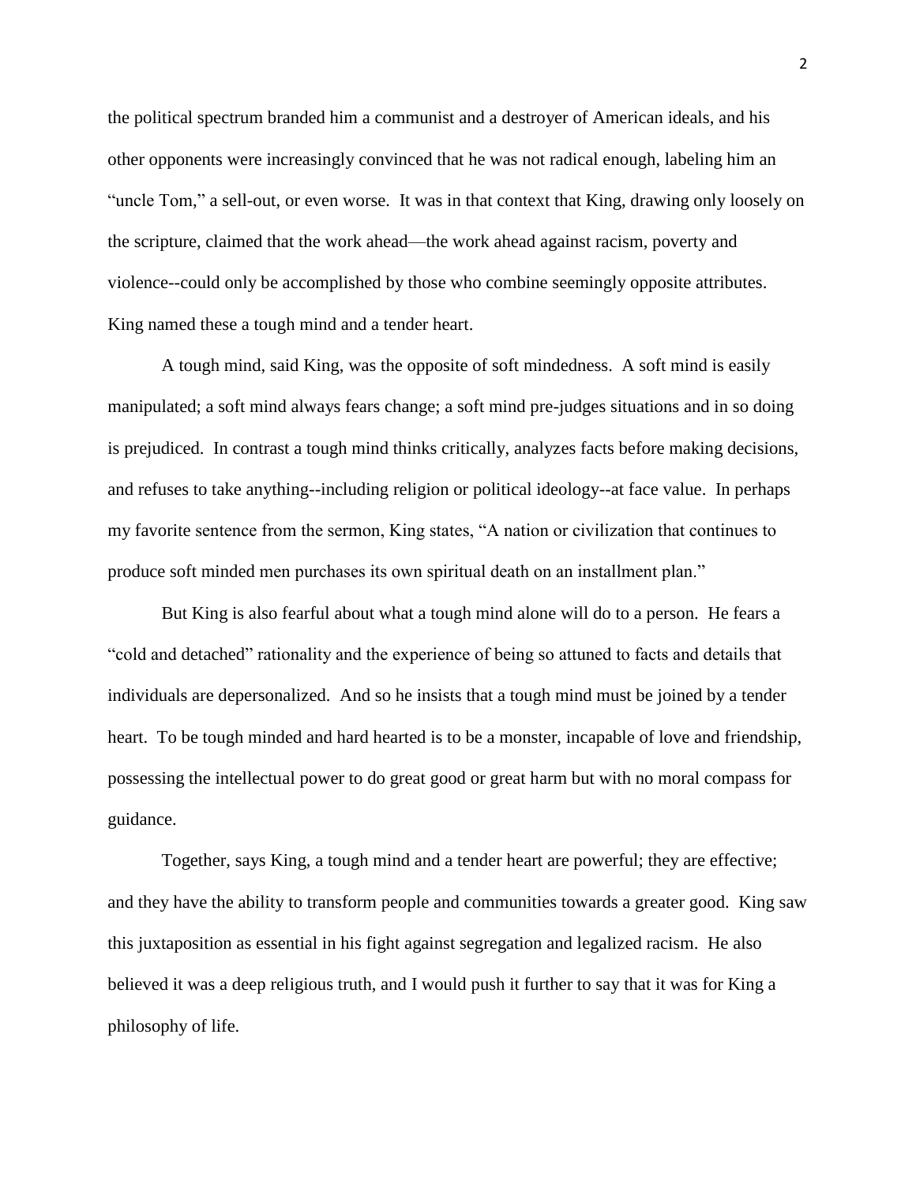the political spectrum branded him a communist and a destroyer of American ideals, and his other opponents were increasingly convinced that he was not radical enough, labeling him an "uncle Tom," a sell-out, or even worse. It was in that context that King, drawing only loosely on the scripture, claimed that the work ahead—the work ahead against racism, poverty and violence--could only be accomplished by those who combine seemingly opposite attributes. King named these a tough mind and a tender heart.

A tough mind, said King, was the opposite of soft mindedness. A soft mind is easily manipulated; a soft mind always fears change; a soft mind pre-judges situations and in so doing is prejudiced. In contrast a tough mind thinks critically, analyzes facts before making decisions, and refuses to take anything--including religion or political ideology--at face value. In perhaps my favorite sentence from the sermon, King states, "A nation or civilization that continues to produce soft minded men purchases its own spiritual death on an installment plan."

But King is also fearful about what a tough mind alone will do to a person. He fears a "cold and detached" rationality and the experience of being so attuned to facts and details that individuals are depersonalized. And so he insists that a tough mind must be joined by a tender heart. To be tough minded and hard hearted is to be a monster, incapable of love and friendship, possessing the intellectual power to do great good or great harm but with no moral compass for guidance.

Together, says King, a tough mind and a tender heart are powerful; they are effective; and they have the ability to transform people and communities towards a greater good. King saw this juxtaposition as essential in his fight against segregation and legalized racism. He also believed it was a deep religious truth, and I would push it further to say that it was for King a philosophy of life.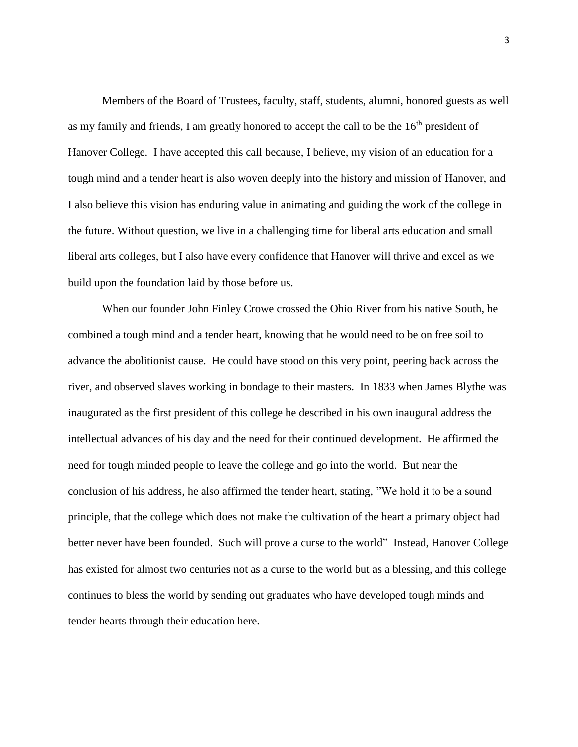Members of the Board of Trustees, faculty, staff, students, alumni, honored guests as well as my family and friends, I am greatly honored to accept the call to be the 16th president of Hanover College. I have accepted this call because, I believe, my vision of an education for a tough mind and a tender heart is also woven deeply into the history and mission of Hanover, and I also believe this vision has enduring value in animating and guiding the work of the college in the future. Without question, we live in a challenging time for liberal arts education and small liberal arts colleges, but I also have every confidence that Hanover will thrive and excel as we build upon the foundation laid by those before us.

When our founder John Finley Crowe crossed the Ohio River from his native South, he combined a tough mind and a tender heart, knowing that he would need to be on free soil to advance the abolitionist cause. He could have stood on this very point, peering back across the river, and observed slaves working in bondage to their masters. In 1833 when James Blythe was inaugurated as the first president of this college he described in his own inaugural address the intellectual advances of his day and the need for their continued development. He affirmed the need for tough minded people to leave the college and go into the world. But near the conclusion of his address, he also affirmed the tender heart, stating, "We hold it to be a sound principle, that the college which does not make the cultivation of the heart a primary object had better never have been founded. Such will prove a curse to the world" Instead, Hanover College has existed for almost two centuries not as a curse to the world but as a blessing, and this college continues to bless the world by sending out graduates who have developed tough minds and tender hearts through their education here.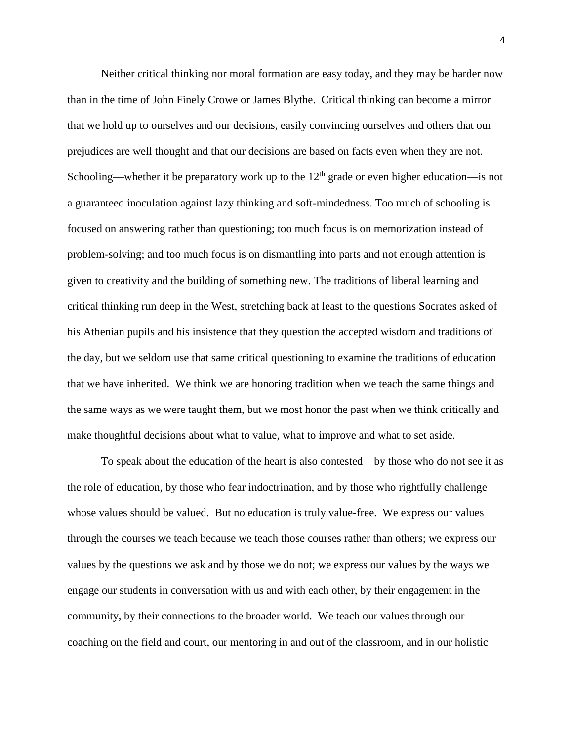Neither critical thinking nor moral formation are easy today, and they may be harder now than in the time of John Finely Crowe or James Blythe. Critical thinking can become a mirror that we hold up to ourselves and our decisions, easily convincing ourselves and others that our prejudices are well thought and that our decisions are based on facts even when they are not. Schooling—whether it be preparatory work up to the 12th grade or even higher education—is not a guaranteed inoculation against lazy thinking and soft-mindedness. Too much of schooling is focused on answering rather than questioning; too much focus is on memorization instead of problem-solving; and too much focus is on dismantling into parts and not enough attention is given to creativity and the building of something new. The traditions of liberal learning and critical thinking run deep in the West, stretching back at least to the questions Socrates asked of his Athenian pupils and his insistence that they question the accepted wisdom and traditions of the day, but we seldom use that same critical questioning to examine the traditions of education that we have inherited. We think we are honoring tradition when we teach the same things and the same ways as we were taught them, but we most honor the past when we think critically and make thoughtful decisions about what to value, what to improve and what to set aside.

To speak about the education of the heart is also contested—by those who do not see it as the role of education, by those who fear indoctrination, and by those who rightfully challenge whose values should be valued. But no education is truly value-free. We express our values through the courses we teach because we teach those courses rather than others; we express our values by the questions we ask and by those we do not; we express our values by the ways we engage our students in conversation with us and with each other, by their engagement in the community, by their connections to the broader world. We teach our values through our coaching on the field and court, our mentoring in and out of the classroom, and in our holistic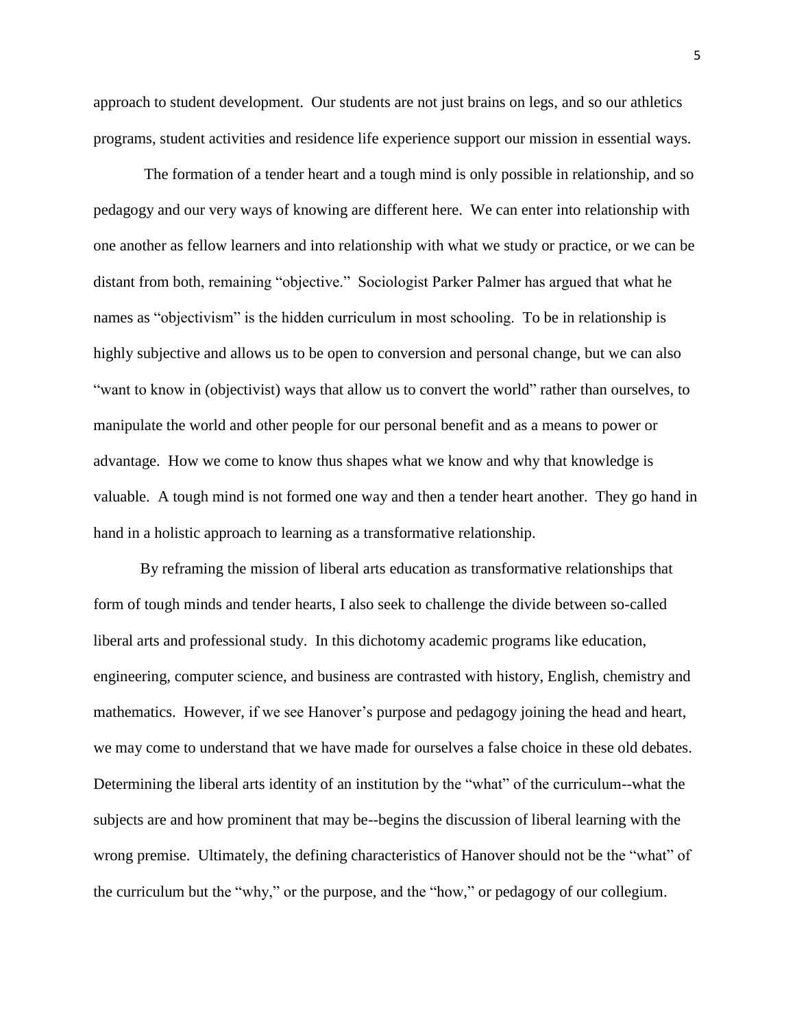approach to student development. Our students are not just brains on legs, and so our athletics programs, student activities and residence life experience support our mission in essential ways.

The formation of a tender heart and a tough mind is only possible in relationship, and so pedagogy and our very ways of knowing are different here. We can enter into relationship with one another as fellow learners and into relationship with what we study or practice, or we can be distant from both, remaining "objective." Sociologist Parker Palmer has argued that what he names as "objectivism" is the hidden curriculum in most schooling. To be in relationship is highly subjective and allows us to be open to conversion and personal change, but we can also "want to know in (objectivist) ways that allow us to convert the world" rather than ourselves, to manipulate the world and other people for our personal benefit and as a means to power or advantage. How we come to know thus shapes what we know and why that knowledge is valuable. A tough mind is not formed one way and then a tender heart another. They go hand in hand in a holistic approach to learning as a transformative relationship.

By reframing the mission of liberal arts education as transformative relationships that form of tough minds and tender hearts, I also seek to challenge the divide between so-called liberal arts and professional study. In this dichotomy academic programs like education, engineering, computer science, and business are contrasted with history, English, chemistry and mathematics. However, if we see Hanover's purpose and pedagogy joining the head and heart, we may come to understand that we have made for ourselves a false choice in these old debates. Determining the liberal arts identity of an institution by the "what" of the curriculum--what the subjects are and how prominent that may be--begins the discussion of liberal learning with the wrong premise. Ultimately, the defining characteristics of Hanover should not be the "what" of the curriculum but the "why," or the purpose, and the "how," or pedagogy of our collegium.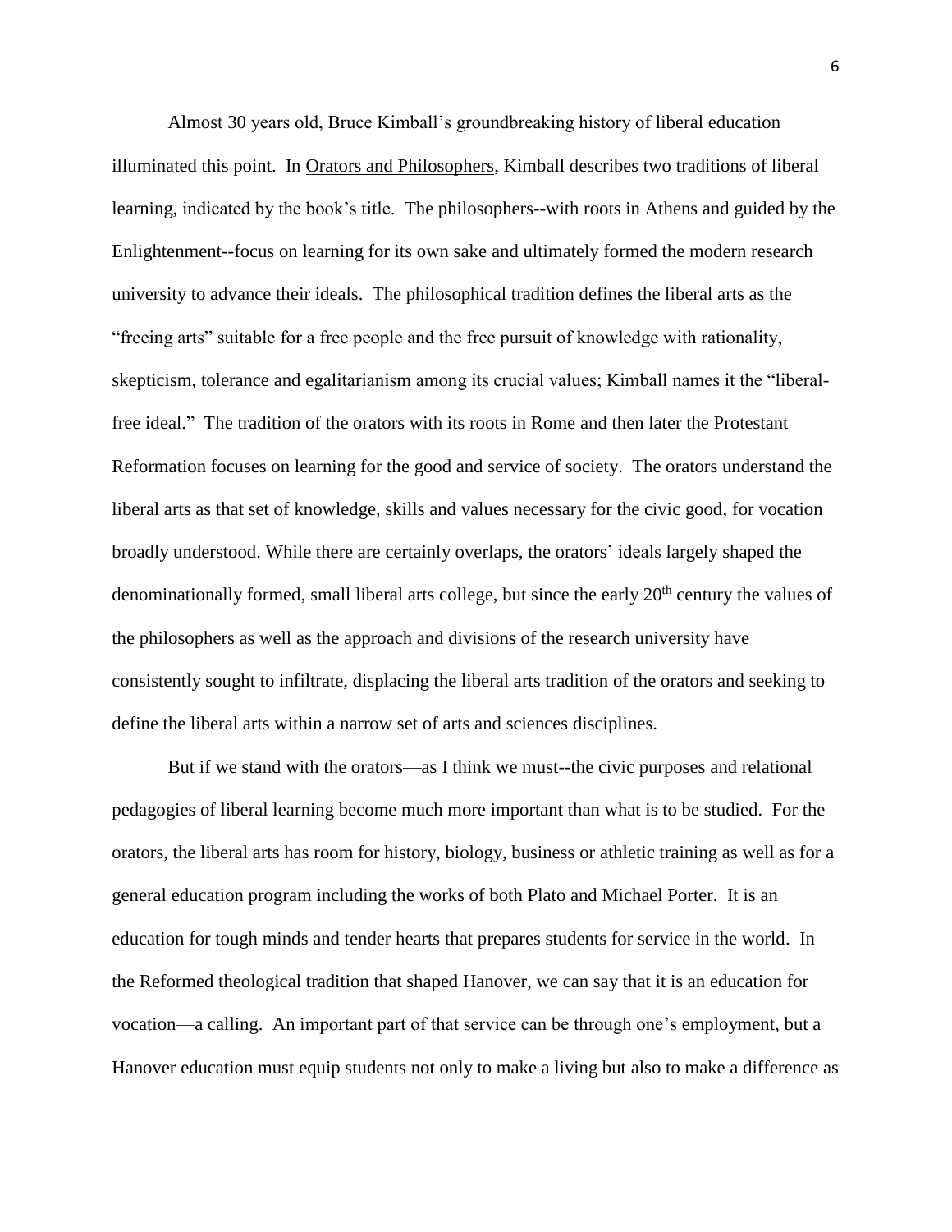Almost 30 years old, Bruce Kimball's groundbreaking history of liberal education illuminated this point. In Orators and Philosophers, Kimball describes two traditions of liberal learning, indicated by the book's title. The philosophers--with roots in Athens and guided by the Enlightenment--focus on learning for its own sake and ultimately formed the modern research university to advance their ideals. The philosophical tradition defines the liberal arts as the "freeing arts" suitable for a free people and the free pursuit of knowledge with rationality, skepticism, tolerance and egalitarianism among its crucial values; Kimball names it the "liberal-free ideal." The tradition of the orators with its roots in Rome and then later the Protestant Reformation focuses on learning for the good and service of society. The orators understand the liberal arts as that set of knowledge, skills and values necessary for the civic good, for vocation broadly understood. While there are certainly overlaps, the orators' ideals largely shaped the denominationally formed, small liberal arts college, but since the early 20th century the values of the philosophers as well as the approach and divisions of the research university have consistently sought to infiltrate, displacing the liberal arts tradition of the orators and seeking to define the liberal arts within a narrow set of arts and sciences disciplines.

But if we stand with the orators—as I think we must--the civic purposes and relational pedagogies of liberal learning become much more important than what is to be studied. For the orators, the liberal arts has room for history, biology, business or athletic training as well as for a general education program including the works of both Plato and Michael Porter. It is an education for tough minds and tender hearts that prepares students for service in the world. In the Reformed theological tradition that shaped Hanover, we can say that it is an education for vocation—a calling. An important part of that service can be through one's employment, but a Hanover education must equip students not only to make a living but also to make a difference as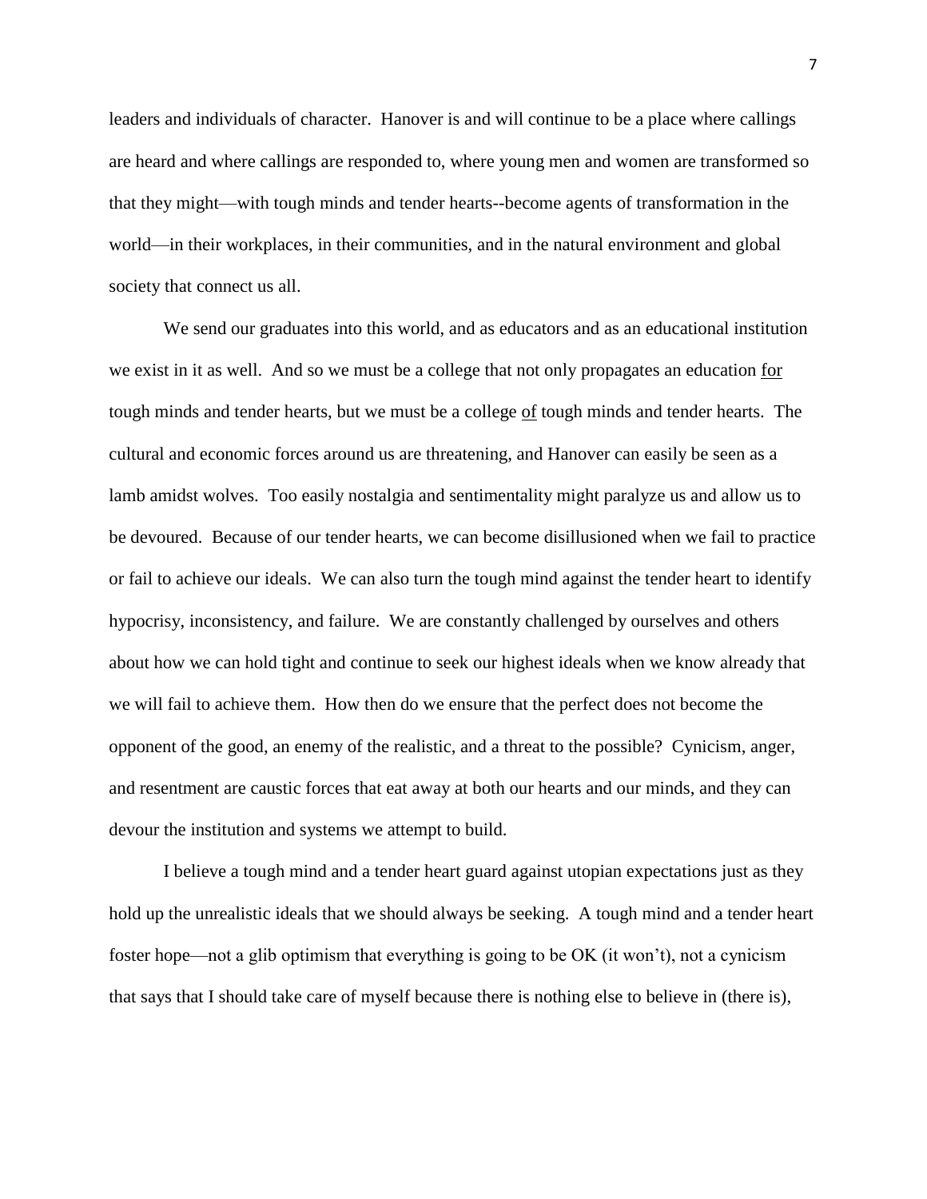leaders and individuals of character. Hanover is and will continue to be a place where callings are heard and where callings are responded to, where young men and women are transformed so that they might—with tough minds and tender hearts--become agents of transformation in the world—in their workplaces, in their communities, and in the natural environment and global society that connect us all.

We send our graduates into this world, and as educators and as an educational institution we exist in it as well. And so we must be a college that not only propagates an education <u>for</u> tough minds and tender hearts, but we must be a college <u>of</u> tough minds and tender hearts. The cultural and economic forces around us are threatening, and Hanover can easily be seen as a lamb amidst wolves. Too easily nostalgia and sentimentality might paralyze us and allow us to be devoured. Because of our tender hearts, we can become disillusioned when we fail to practice or fail to achieve our ideals. We can also turn the tough mind against the tender heart to identify hypocrisy, inconsistency, and failure. We are constantly challenged by ourselves and others about how we can hold tight and continue to seek our highest ideals when we know already that we will fail to achieve them. How then do we ensure that the perfect does not become the opponent of the good, an enemy of the realistic, and a threat to the possible? Cynicism, anger, and resentment are caustic forces that eat away at both our hearts and our minds, and they can devour the institution and systems we attempt to build.

I believe a tough mind and a tender heart guard against utopian expectations just as they hold up the unrealistic ideals that we should always be seeking. A tough mind and a tender heart foster hope—not a glib optimism that everything is going to be OK (it won't), not a cynicism that says that I should take care of myself because there is nothing else to believe in (there is),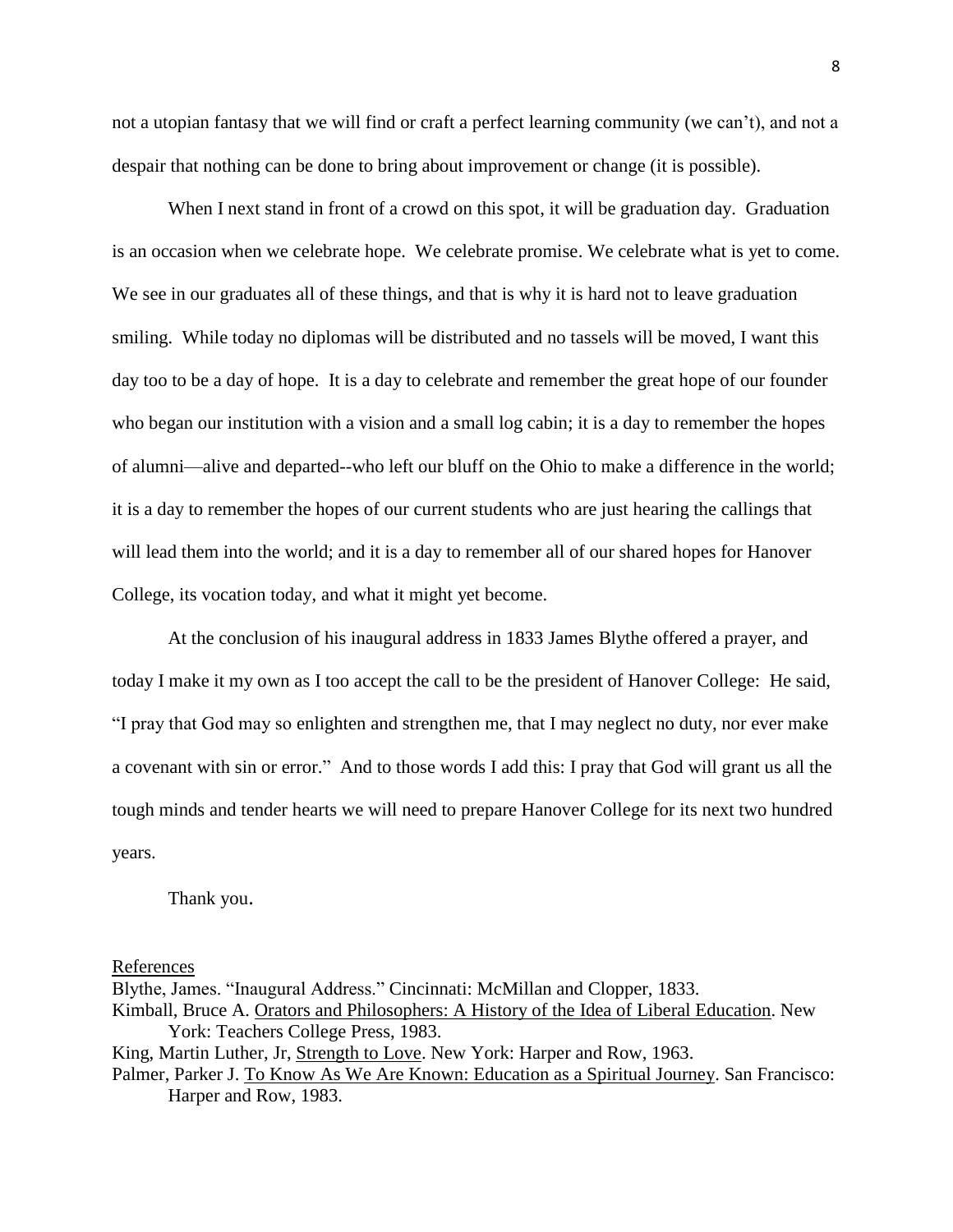not a utopian fantasy that we will find or craft a perfect learning community (we can't), and not a despair that nothing can be done to bring about improvement or change (it is possible).

When I next stand in front of a crowd on this spot, it will be graduation day. Graduation is an occasion when we celebrate hope. We celebrate promise. We celebrate what is yet to come. We see in our graduates all of these things, and that is why it is hard not to leave graduation smiling. While today no diplomas will be distributed and no tassels will be moved, I want this day too to be a day of hope. It is a day to celebrate and remember the great hope of our founder who began our institution with a vision and a small log cabin; it is a day to remember the hopes of alumni—alive and departed--who left our bluff on the Ohio to make a difference in the world; it is a day to remember the hopes of our current students who are just hearing the callings that will lead them into the world; and it is a day to remember all of our shared hopes for Hanover College, its vocation today, and what it might yet become.

At the conclusion of his inaugural address in 1833 James Blythe offered a prayer, and today I make it my own as I too accept the call to be the president of Hanover College: He said, "I pray that God may so enlighten and strengthen me, that I may neglect no duty, nor ever make a covenant with sin or error." And to those words I add this: I pray that God will grant us all the tough minds and tender hearts we will need to prepare Hanover College for its next two hundred years.

Thank you.

References

Blythe, James. "Inaugural Address." Cincinnati: McMillan and Clopper, 1833.

Kimball, Bruce A. Orators and Philosophers: A History of the Idea of Liberal Education. New York: Teachers College Press, 1983.

King, Martin Luther, Jr, Strength to Love. New York: Harper and Row, 1963.

Palmer, Parker J. To Know As We Are Known: Education as a Spiritual Journey. San Francisco: Harper and Row, 1983.